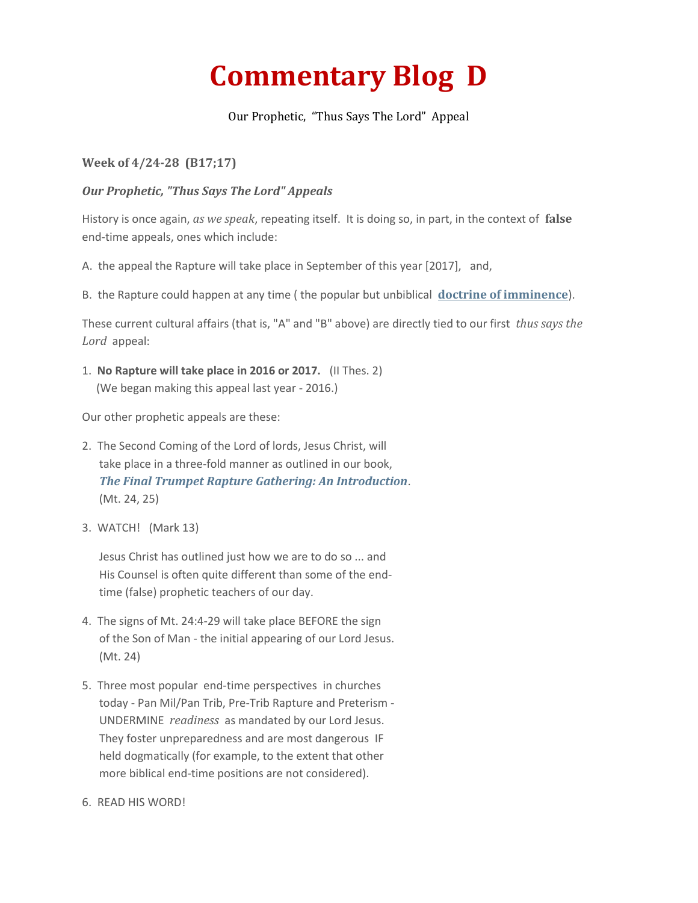# Commentary Blog D

Our Prophetic, "Thus Says The Lord" Appeal

**Week of 4/24-28 (B17;17)**

***Our Prophetic, "Thus Says The Lord" Appeals***

History is once again, *as we speak*, repeating itself. It is doing so, in part, in the context of **false** end-time appeals, ones which include:

A. the appeal the Rapture will take place in September of this year [2017], and,

B. the Rapture could happen at any time ( the popular but unbiblical **doctrine of imminence**).

These current cultural affairs (that is, "A" and "B" above) are directly tied to our first *thus says the Lord* appeal:

1. **No Rapture will take place in 2016 or 2017.** (II Thes. 2)
   (We began making this appeal last year - 2016.)

Our other prophetic appeals are these:

2. The Second Coming of the Lord of lords, Jesus Christ, will take place in a three-fold manner as outlined in our book, ***The Final Trumpet Rapture Gathering: An Introduction***. (Mt. 24, 25)

3. WATCH! (Mark 13)

   Jesus Christ has outlined just how we are to do so ... and His Counsel is often quite different than some of the end-time (false) prophetic teachers of our day.

4. The signs of Mt. 24:4-29 will take place BEFORE the sign of the Son of Man - the initial appearing of our Lord Jesus. (Mt. 24)

5. Three most popular end-time perspectives in churches today - Pan Mil/Pan Trib, Pre-Trib Rapture and Preterism - UNDERMINE *readiness* as mandated by our Lord Jesus. They foster unpreparedness and are most dangerous IF held dogmatically (for example, to the extent that other more biblical end-time positions are not considered).

6. READ HIS WORD!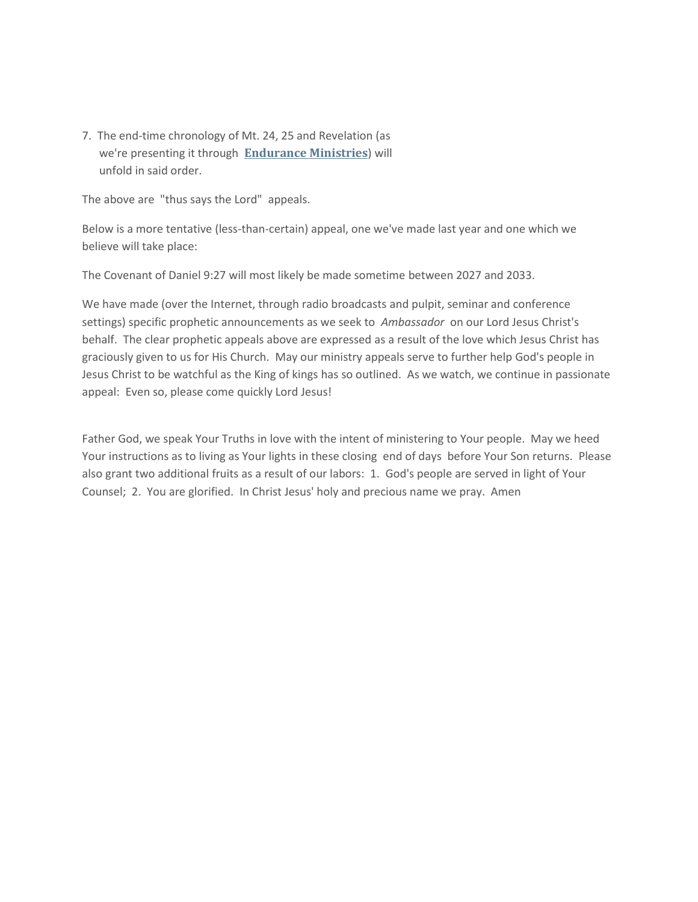7. The end-time chronology of Mt. 24, 25 and Revelation (as we're presenting it through **Endurance Ministries**) will unfold in said order.

The above are "thus says the Lord" appeals.

Below is a more tentative (less-than-certain) appeal, one we've made last year and one which we believe will take place:

The Covenant of Daniel 9:27 will most likely be made sometime between 2027 and 2033.

We have made (over the Internet, through radio broadcasts and pulpit, seminar and conference settings) specific prophetic announcements as we seek to *Ambassador* on our Lord Jesus Christ's behalf. The clear prophetic appeals above are expressed as a result of the love which Jesus Christ has graciously given to us for His Church. May our ministry appeals serve to further help God's people in Jesus Christ to be watchful as the King of kings has so outlined. As we watch, we continue in passionate appeal: Even so, please come quickly Lord Jesus!

Father God, we speak Your Truths in love with the intent of ministering to Your people. May we heed Your instructions as to living as Your lights in these closing end of days before Your Son returns. Please also grant two additional fruits as a result of our labors: 1. God's people are served in light of Your Counsel; 2. You are glorified. In Christ Jesus' holy and precious name we pray. Amen